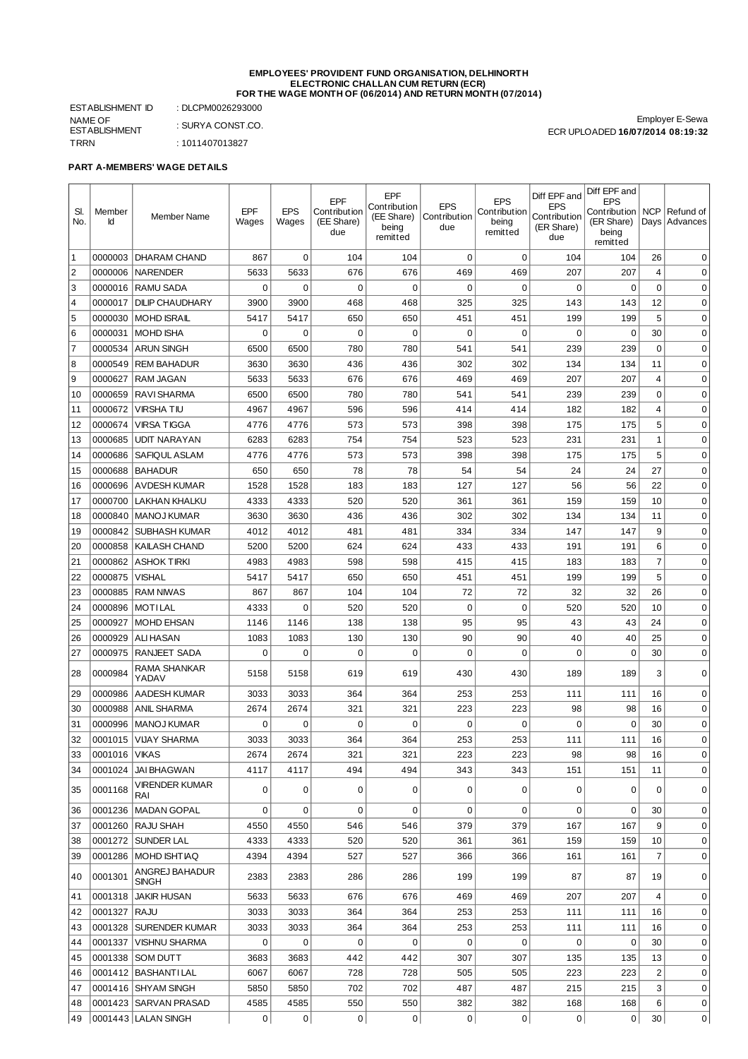**EMPLOYEES' PROVIDENT FUND ORGANISATION, DELHINORTH**
**ELECTRONIC CHALLAN CUM RETURN (ECR)**
**FOR THE WAGE MONTH OF (06/2014) AND RETURN MONTH (07/2014)**

ESTABLISHMENT ID : DLCPM0026293000
NAME OF ESTABLISHMENT : SURYA CONST.CO.
TRRN : 1011407013827

Employer E-Sewa
ECR UPLOADED **16/07/2014 08:19:32**

**PART A-MEMBERS' WAGE DETAILS**

| Sl. No. | Member Id | Member Name | EPF Wages | EPS Wages | EPF Contribution (EE Share) due | EPF Contribution (EE Share) being remitted | EPS Contribution due | EPS Contribution being remitted | Diff EPF and EPS Contribution (ER Share) due | Diff EPF and EPS Contribution (ER Share) being remitted | NCP Days | Refund of Advances |
|---|---|---|---|---|---|---|---|---|---|---|---|---|
| 1 | 0000003 | DHARAM CHAND | 867 | 0 | 104 | 104 | 0 | 0 | 104 | 104 | 26 | 0 |
| 2 | 0000006 | NARENDER | 5633 | 5633 | 676 | 676 | 469 | 469 | 207 | 207 | 4 | 0 |
| 3 | 0000016 | RAMU SADA | 0 | 0 | 0 | 0 | 0 | 0 | 0 | 0 | 0 | 0 |
| 4 | 0000017 | DILIP CHAUDHARY | 3900 | 3900 | 468 | 468 | 325 | 325 | 143 | 143 | 12 | 0 |
| 5 | 0000030 | MOHD ISRAIL | 5417 | 5417 | 650 | 650 | 451 | 451 | 199 | 199 | 5 | 0 |
| 6 | 0000031 | MOHD ISHA | 0 | 0 | 0 | 0 | 0 | 0 | 0 | 0 | 30 | 0 |
| 7 | 0000534 | ARUN SINGH | 6500 | 6500 | 780 | 780 | 541 | 541 | 239 | 239 | 0 | 0 |
| 8 | 0000549 | REM BAHADUR | 3630 | 3630 | 436 | 436 | 302 | 302 | 134 | 134 | 11 | 0 |
| 9 | 0000627 | RAM JAGAN | 5633 | 5633 | 676 | 676 | 469 | 469 | 207 | 207 | 4 | 0 |
| 10 | 0000659 | RAVI SHARMA | 6500 | 6500 | 780 | 780 | 541 | 541 | 239 | 239 | 0 | 0 |
| 11 | 0000672 | VIRSHA TIU | 4967 | 4967 | 596 | 596 | 414 | 414 | 182 | 182 | 4 | 0 |
| 12 | 0000674 | VIRSA TIGGA | 4776 | 4776 | 573 | 573 | 398 | 398 | 175 | 175 | 5 | 0 |
| 13 | 0000685 | UDIT NARAYAN | 6283 | 6283 | 754 | 754 | 523 | 523 | 231 | 231 | 1 | 0 |
| 14 | 0000686 | SAFIQUL ASLAM | 4776 | 4776 | 573 | 573 | 398 | 398 | 175 | 175 | 5 | 0 |
| 15 | 0000688 | BAHADUR | 650 | 650 | 78 | 78 | 54 | 54 | 24 | 24 | 27 | 0 |
| 16 | 0000696 | AVDESH KUMAR | 1528 | 1528 | 183 | 183 | 127 | 127 | 56 | 56 | 22 | 0 |
| 17 | 0000700 | LAKHAN KHALKU | 4333 | 4333 | 520 | 520 | 361 | 361 | 159 | 159 | 10 | 0 |
| 18 | 0000840 | MANOJ KUMAR | 3630 | 3630 | 436 | 436 | 302 | 302 | 134 | 134 | 11 | 0 |
| 19 | 0000842 | SUBHASH KUMAR | 4012 | 4012 | 481 | 481 | 334 | 334 | 147 | 147 | 9 | 0 |
| 20 | 0000858 | KAILASH CHAND | 5200 | 5200 | 624 | 624 | 433 | 433 | 191 | 191 | 6 | 0 |
| 21 | 0000862 | ASHOK TIRKI | 4983 | 4983 | 598 | 598 | 415 | 415 | 183 | 183 | 7 | 0 |
| 22 | 0000875 | VISHAL | 5417 | 5417 | 650 | 650 | 451 | 451 | 199 | 199 | 5 | 0 |
| 23 | 0000885 | RAM NIWAS | 867 | 867 | 104 | 104 | 72 | 72 | 32 | 32 | 26 | 0 |
| 24 | 0000896 | MOTI LAL | 4333 | 0 | 520 | 520 | 0 | 0 | 520 | 520 | 10 | 0 |
| 25 | 0000927 | MOHD EHSAN | 1146 | 1146 | 138 | 138 | 95 | 95 | 43 | 43 | 24 | 0 |
| 26 | 0000929 | ALI HASAN | 1083 | 1083 | 130 | 130 | 90 | 90 | 40 | 40 | 25 | 0 |
| 27 | 0000975 | RANJEET SADA | 0 | 0 | 0 | 0 | 0 | 0 | 0 | 0 | 30 | 0 |
| 28 | 0000984 | RAMA SHANKAR YADAV | 5158 | 5158 | 619 | 619 | 430 | 430 | 189 | 189 | 3 | 0 |
| 29 | 0000986 | AADESH KUMAR | 3033 | 3033 | 364 | 364 | 253 | 253 | 111 | 111 | 16 | 0 |
| 30 | 0000988 | ANIL SHARMA | 2674 | 2674 | 321 | 321 | 223 | 223 | 98 | 98 | 16 | 0 |
| 31 | 0000996 | MANOJ KUMAR | 0 | 0 | 0 | 0 | 0 | 0 | 0 | 0 | 30 | 0 |
| 32 | 0001015 | VIJAY SHARMA | 3033 | 3033 | 364 | 364 | 253 | 253 | 111 | 111 | 16 | 0 |
| 33 | 0001016 | VIKAS | 2674 | 2674 | 321 | 321 | 223 | 223 | 98 | 98 | 16 | 0 |
| 34 | 0001024 | JAI BHAGWAN | 4117 | 4117 | 494 | 494 | 343 | 343 | 151 | 151 | 11 | 0 |
| 35 | 0001168 | VIRENDER KUMAR RAI | 0 | 0 | 0 | 0 | 0 | 0 | 0 | 0 | 0 | 0 |
| 36 | 0001236 | MADAN GOPAL | 0 | 0 | 0 | 0 | 0 | 0 | 0 | 0 | 30 | 0 |
| 37 | 0001260 | RAJU SHAH | 4550 | 4550 | 546 | 546 | 379 | 379 | 167 | 167 | 9 | 0 |
| 38 | 0001272 | SUNDER LAL | 4333 | 4333 | 520 | 520 | 361 | 361 | 159 | 159 | 10 | 0 |
| 39 | 0001286 | MOHD ISHTIAQ | 4394 | 4394 | 527 | 527 | 366 | 366 | 161 | 161 | 7 | 0 |
| 40 | 0001301 | ANGREJ BAHADUR SINGH | 2383 | 2383 | 286 | 286 | 199 | 199 | 87 | 87 | 19 | 0 |
| 41 | 0001318 | JAKIR HUSAN | 5633 | 5633 | 676 | 676 | 469 | 469 | 207 | 207 | 4 | 0 |
| 42 | 0001327 | RAJU | 3033 | 3033 | 364 | 364 | 253 | 253 | 111 | 111 | 16 | 0 |
| 43 | 0001328 | SURENDER KUMAR | 3033 | 3033 | 364 | 364 | 253 | 253 | 111 | 111 | 16 | 0 |
| 44 | 0001337 | VISHNU SHARMA | 0 | 0 | 0 | 0 | 0 | 0 | 0 | 0 | 30 | 0 |
| 45 | 0001338 | SOM DUTT | 3683 | 3683 | 442 | 442 | 307 | 307 | 135 | 135 | 13 | 0 |
| 46 | 0001412 | BASHANTI LAL | 6067 | 6067 | 728 | 728 | 505 | 505 | 223 | 223 | 2 | 0 |
| 47 | 0001416 | SHYAM SINGH | 5850 | 5850 | 702 | 702 | 487 | 487 | 215 | 215 | 3 | 0 |
| 48 | 0001423 | SARVAN PRASAD | 4585 | 4585 | 550 | 550 | 382 | 382 | 168 | 168 | 6 | 0 |
| 49 | 0001443 | LALAN SINGH | 0 | 0 | 0 | 0 | 0 | 0 | 0 | 0 | 30 | 0 |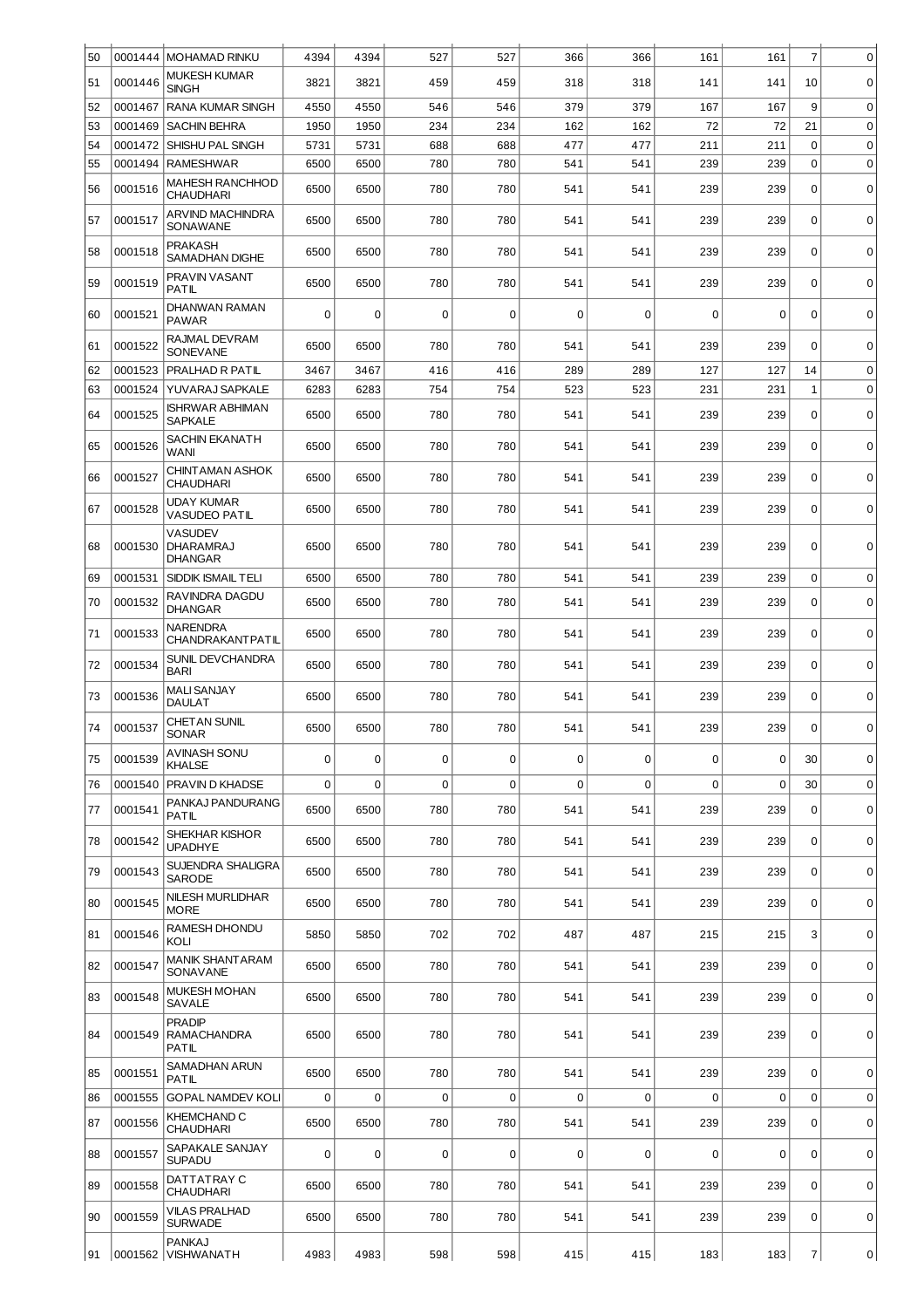| 50 | 0001444 | MOHAMAD RINKU | 4394 | 4394 | 527 | 527 | 366 | 366 | 161 | 161 | 7 | 0 |
|---|---|---|---|---|---|---|---|---|---|---|---|---|
| 51 | 0001446 | MUKESH KUMAR SINGH | 3821 | 3821 | 459 | 459 | 318 | 318 | 141 | 141 | 10 | 0 |
| 52 | 0001467 | RANA KUMAR SINGH | 4550 | 4550 | 546 | 546 | 379 | 379 | 167 | 167 | 9 | 0 |
| 53 | 0001469 | SACHIN BEHRA | 1950 | 1950 | 234 | 234 | 162 | 162 | 72 | 72 | 21 | 0 |
| 54 | 0001472 | SHISHU PAL SINGH | 5731 | 5731 | 688 | 688 | 477 | 477 | 211 | 211 | 0 | 0 |
| 55 | 0001494 | RAMESHWAR | 6500 | 6500 | 780 | 780 | 541 | 541 | 239 | 239 | 0 | 0 |
| 56 | 0001516 | MAHESH RANCHHOD CHAUDHARI | 6500 | 6500 | 780 | 780 | 541 | 541 | 239 | 239 | 0 | 0 |
| 57 | 0001517 | ARVIND MACHINDRA SONAWANE | 6500 | 6500 | 780 | 780 | 541 | 541 | 239 | 239 | 0 | 0 |
| 58 | 0001518 | PRAKASH SAMADHAN DIGHE | 6500 | 6500 | 780 | 780 | 541 | 541 | 239 | 239 | 0 | 0 |
| 59 | 0001519 | PRAVIN VASANT PATIL | 6500 | 6500 | 780 | 780 | 541 | 541 | 239 | 239 | 0 | 0 |
| 60 | 0001521 | DHANWAN RAMAN PAWAR | 0 | 0 | 0 | 0 | 0 | 0 | 0 | 0 | 0 | 0 |
| 61 | 0001522 | RAJMAL DEVRAM SONEVANE | 6500 | 6500 | 780 | 780 | 541 | 541 | 239 | 239 | 0 | 0 |
| 62 | 0001523 | PRALHAD R PATIL | 3467 | 3467 | 416 | 416 | 289 | 289 | 127 | 127 | 14 | 0 |
| 63 | 0001524 | YUVARAJ SAPKALE | 6283 | 6283 | 754 | 754 | 523 | 523 | 231 | 231 | 1 | 0 |
| 64 | 0001525 | ISHRWAR ABHIMAN SAPKALE | 6500 | 6500 | 780 | 780 | 541 | 541 | 239 | 239 | 0 | 0 |
| 65 | 0001526 | SACHIN EKANATH WANI | 6500 | 6500 | 780 | 780 | 541 | 541 | 239 | 239 | 0 | 0 |
| 66 | 0001527 | CHINTAMAN ASHOK CHAUDHARI | 6500 | 6500 | 780 | 780 | 541 | 541 | 239 | 239 | 0 | 0 |
| 67 | 0001528 | UDAY KUMAR VASUDEO PATIL | 6500 | 6500 | 780 | 780 | 541 | 541 | 239 | 239 | 0 | 0 |
| 68 | 0001530 | VASUDEV DHARAMRAJ DHANGAR | 6500 | 6500 | 780 | 780 | 541 | 541 | 239 | 239 | 0 | 0 |
| 69 | 0001531 | SIDDIK ISMAIL TELI | 6500 | 6500 | 780 | 780 | 541 | 541 | 239 | 239 | 0 | 0 |
| 70 | 0001532 | RAVINDRA DAGDU DHANGAR | 6500 | 6500 | 780 | 780 | 541 | 541 | 239 | 239 | 0 | 0 |
| 71 | 0001533 | NARENDRA CHANDRAKANTPATIL | 6500 | 6500 | 780 | 780 | 541 | 541 | 239 | 239 | 0 | 0 |
| 72 | 0001534 | SUNIL DEVCHANDRA BARI | 6500 | 6500 | 780 | 780 | 541 | 541 | 239 | 239 | 0 | 0 |
| 73 | 0001536 | MALI SANJAY DAULAT | 6500 | 6500 | 780 | 780 | 541 | 541 | 239 | 239 | 0 | 0 |
| 74 | 0001537 | CHETAN SUNIL SONAR | 6500 | 6500 | 780 | 780 | 541 | 541 | 239 | 239 | 0 | 0 |
| 75 | 0001539 | AVINASH SONU KHALSE | 0 | 0 | 0 | 0 | 0 | 0 | 0 | 0 | 30 | 0 |
| 76 | 0001540 | PRAVIN D KHADSE | 0 | 0 | 0 | 0 | 0 | 0 | 0 | 0 | 30 | 0 |
| 77 | 0001541 | PANKAJ PANDURANG PATIL | 6500 | 6500 | 780 | 780 | 541 | 541 | 239 | 239 | 0 | 0 |
| 78 | 0001542 | SHEKHAR KISHOR UPADHYE | 6500 | 6500 | 780 | 780 | 541 | 541 | 239 | 239 | 0 | 0 |
| 79 | 0001543 | SUJENDRA SHALIGRA SARODE | 6500 | 6500 | 780 | 780 | 541 | 541 | 239 | 239 | 0 | 0 |
| 80 | 0001545 | NILESH MURLIDHAR MORE | 6500 | 6500 | 780 | 780 | 541 | 541 | 239 | 239 | 0 | 0 |
| 81 | 0001546 | RAMESH DHONDU KOLI | 5850 | 5850 | 702 | 702 | 487 | 487 | 215 | 215 | 3 | 0 |
| 82 | 0001547 | MANIK SHANTARAM SONAVANE | 6500 | 6500 | 780 | 780 | 541 | 541 | 239 | 239 | 0 | 0 |
| 83 | 0001548 | MUKESH MOHAN SAVALE | 6500 | 6500 | 780 | 780 | 541 | 541 | 239 | 239 | 0 | 0 |
| 84 | 0001549 | PRADIP RAMACHANDRA PATIL | 6500 | 6500 | 780 | 780 | 541 | 541 | 239 | 239 | 0 | 0 |
| 85 | 0001551 | SAMADHAN ARUN PATIL | 6500 | 6500 | 780 | 780 | 541 | 541 | 239 | 239 | 0 | 0 |
| 86 | 0001555 | GOPAL NAMDEV KOLI | 0 | 0 | 0 | 0 | 0 | 0 | 0 | 0 | 0 | 0 |
| 87 | 0001556 | KHEMCHAND C CHAUDHARI | 6500 | 6500 | 780 | 780 | 541 | 541 | 239 | 239 | 0 | 0 |
| 88 | 0001557 | SAPAKALE SANJAY SUPADU | 0 | 0 | 0 | 0 | 0 | 0 | 0 | 0 | 0 | 0 |
| 89 | 0001558 | DATTATRAY C CHAUDHARI | 6500 | 6500 | 780 | 780 | 541 | 541 | 239 | 239 | 0 | 0 |
| 90 | 0001559 | VILAS PRALHAD SURWADE | 6500 | 6500 | 780 | 780 | 541 | 541 | 239 | 239 | 0 | 0 |
| 91 | 0001562 | PANKAJ VISHWANATH | 4983 | 4983 | 598 | 598 | 415 | 415 | 183 | 183 | 7 | 0 |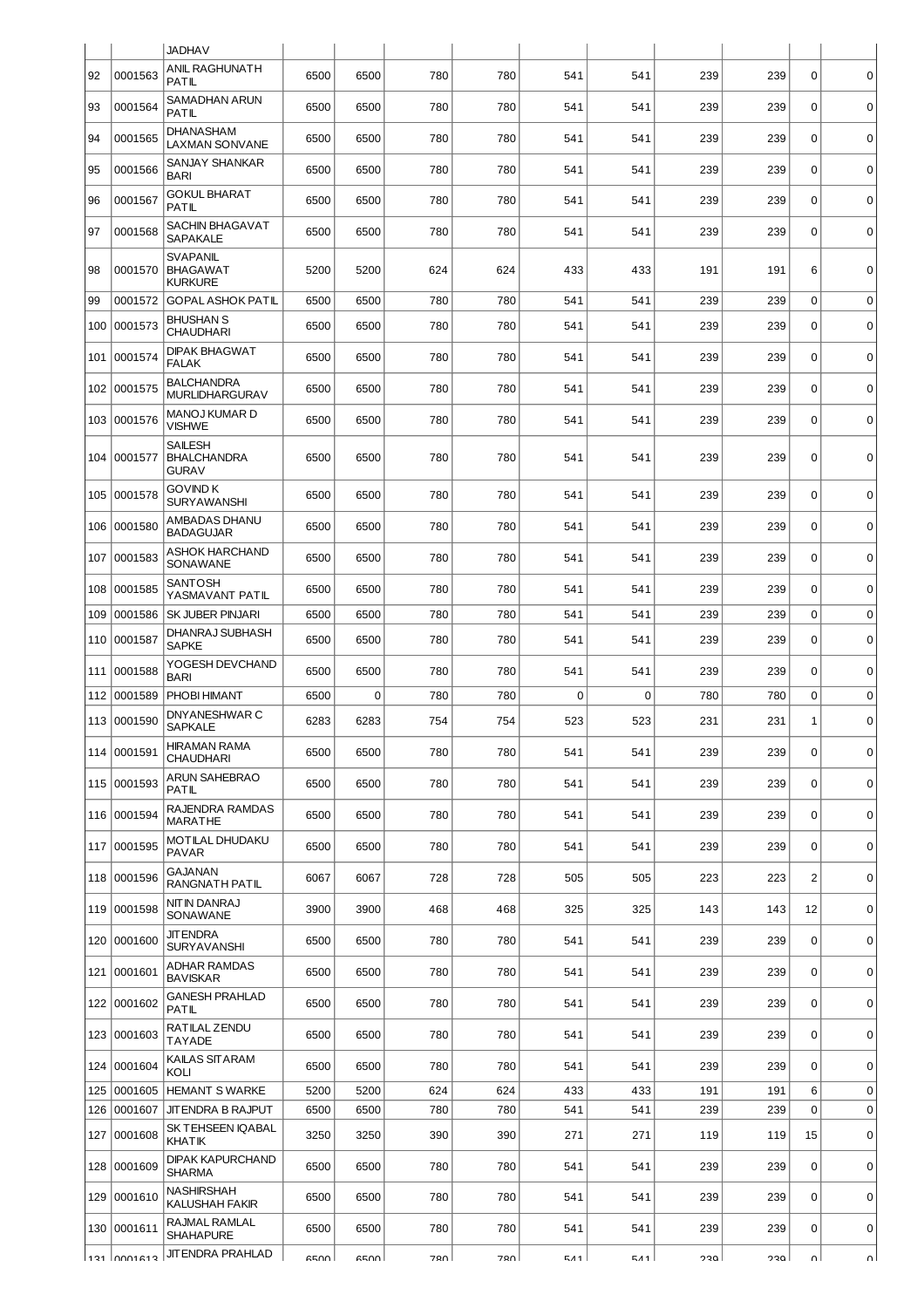| | | JADHAV | | | | | | | | | | |
|---|---|---|---|---|---|---|---|---|---|---|---|---|
| 92 | 0001563 | ANIL RAGHUNATH PATIL | 6500 | 6500 | 780 | 780 | 541 | 541 | 239 | 239 | 0 | 0 |
| 93 | 0001564 | SAMADHAN ARUN PATIL | 6500 | 6500 | 780 | 780 | 541 | 541 | 239 | 239 | 0 | 0 |
| 94 | 0001565 | DHANASHAM LAXMAN SONVANE | 6500 | 6500 | 780 | 780 | 541 | 541 | 239 | 239 | 0 | 0 |
| 95 | 0001566 | SANJAY SHANKAR BARI | 6500 | 6500 | 780 | 780 | 541 | 541 | 239 | 239 | 0 | 0 |
| 96 | 0001567 | GOKUL BHARAT PATIL | 6500 | 6500 | 780 | 780 | 541 | 541 | 239 | 239 | 0 | 0 |
| 97 | 0001568 | SACHIN BHAGAVAT SAPAKALE | 6500 | 6500 | 780 | 780 | 541 | 541 | 239 | 239 | 0 | 0 |
| 98 | 0001570 | SVAPANIL BHAGAWAT KURKURE | 5200 | 5200 | 624 | 624 | 433 | 433 | 191 | 191 | 6 | 0 |
| 99 | 0001572 | GOPAL ASHOK PATIL | 6500 | 6500 | 780 | 780 | 541 | 541 | 239 | 239 | 0 | 0 |
| 100 | 0001573 | BHUSHAN S CHAUDHARI | 6500 | 6500 | 780 | 780 | 541 | 541 | 239 | 239 | 0 | 0 |
| 101 | 0001574 | DIPAK BHAGWAT FALAK | 6500 | 6500 | 780 | 780 | 541 | 541 | 239 | 239 | 0 | 0 |
| 102 | 0001575 | BALCHANDRA MURLIDHARGURAV | 6500 | 6500 | 780 | 780 | 541 | 541 | 239 | 239 | 0 | 0 |
| 103 | 0001576 | MANOJ KUMAR D VISHWE | 6500 | 6500 | 780 | 780 | 541 | 541 | 239 | 239 | 0 | 0 |
| 104 | 0001577 | SAILESH BHALCHANDRA GURAV | 6500 | 6500 | 780 | 780 | 541 | 541 | 239 | 239 | 0 | 0 |
| 105 | 0001578 | GOVIND K SURYAWANSHI | 6500 | 6500 | 780 | 780 | 541 | 541 | 239 | 239 | 0 | 0 |
| 106 | 0001580 | AMBADAS DHANU BADAGUJAR | 6500 | 6500 | 780 | 780 | 541 | 541 | 239 | 239 | 0 | 0 |
| 107 | 0001583 | ASHOK HARCHAND SONAWANE | 6500 | 6500 | 780 | 780 | 541 | 541 | 239 | 239 | 0 | 0 |
| 108 | 0001585 | SANTOSH YASMAVANT PATIL | 6500 | 6500 | 780 | 780 | 541 | 541 | 239 | 239 | 0 | 0 |
| 109 | 0001586 | SK JUBER PINJARI | 6500 | 6500 | 780 | 780 | 541 | 541 | 239 | 239 | 0 | 0 |
| 110 | 0001587 | DHANRAJ SUBHASH SAPKE | 6500 | 6500 | 780 | 780 | 541 | 541 | 239 | 239 | 0 | 0 |
| 111 | 0001588 | YOGESH DEVCHAND BARI | 6500 | 6500 | 780 | 780 | 541 | 541 | 239 | 239 | 0 | 0 |
| 112 | 0001589 | PHOBI HIMANT | 6500 | 0 | 780 | 780 | 0 | 0 | 780 | 780 | 0 | 0 |
| 113 | 0001590 | DNYANESHWAR C SAPKALE | 6283 | 6283 | 754 | 754 | 523 | 523 | 231 | 231 | 1 | 0 |
| 114 | 0001591 | HIRAMAN RAMA CHAUDHARI | 6500 | 6500 | 780 | 780 | 541 | 541 | 239 | 239 | 0 | 0 |
| 115 | 0001593 | ARUN SAHEBRAO PATIL | 6500 | 6500 | 780 | 780 | 541 | 541 | 239 | 239 | 0 | 0 |
| 116 | 0001594 | RAJENDRA RAMDAS MARATHE | 6500 | 6500 | 780 | 780 | 541 | 541 | 239 | 239 | 0 | 0 |
| 117 | 0001595 | MOTILAL DHUDAKU PAVAR | 6500 | 6500 | 780 | 780 | 541 | 541 | 239 | 239 | 0 | 0 |
| 118 | 0001596 | GAJANAN RANGNATH PATIL | 6067 | 6067 | 728 | 728 | 505 | 505 | 223 | 223 | 2 | 0 |
| 119 | 0001598 | NITIN DANRAJ SONAWANE | 3900 | 3900 | 468 | 468 | 325 | 325 | 143 | 143 | 12 | 0 |
| 120 | 0001600 | JITENDRA SURYAVANSHI | 6500 | 6500 | 780 | 780 | 541 | 541 | 239 | 239 | 0 | 0 |
| 121 | 0001601 | ADHAR RAMDAS BAVISKAR | 6500 | 6500 | 780 | 780 | 541 | 541 | 239 | 239 | 0 | 0 |
| 122 | 0001602 | GANESH PRAHLAD PATIL | 6500 | 6500 | 780 | 780 | 541 | 541 | 239 | 239 | 0 | 0 |
| 123 | 0001603 | RATILAL ZENDU TAYADE | 6500 | 6500 | 780 | 780 | 541 | 541 | 239 | 239 | 0 | 0 |
| 124 | 0001604 | KAILAS SITARAM KOLI | 6500 | 6500 | 780 | 780 | 541 | 541 | 239 | 239 | 0 | 0 |
| 125 | 0001605 | HEMANT S WARKE | 5200 | 5200 | 624 | 624 | 433 | 433 | 191 | 191 | 6 | 0 |
| 126 | 0001607 | JITENDRA B RAJPUT | 6500 | 6500 | 780 | 780 | 541 | 541 | 239 | 239 | 0 | 0 |
| 127 | 0001608 | SK TEHSEEN IQABAL KHATIK | 3250 | 3250 | 390 | 390 | 271 | 271 | 119 | 119 | 15 | 0 |
| 128 | 0001609 | DIPAK KAPURCHAND SHARMA | 6500 | 6500 | 780 | 780 | 541 | 541 | 239 | 239 | 0 | 0 |
| 129 | 0001610 | NASHIRSHAH KALUSHAH FAKIR | 6500 | 6500 | 780 | 780 | 541 | 541 | 239 | 239 | 0 | 0 |
| 130 | 0001611 | RAJMAL RAMLAL SHAHAPURE | 6500 | 6500 | 780 | 780 | 541 | 541 | 239 | 239 | 0 | 0 |
| 131 | 0001613 | JITENDRA PRAHLAD | 6500 | 6500 | 780 | 780 | 541 | 541 | 239 | 239 | 0 | 0 |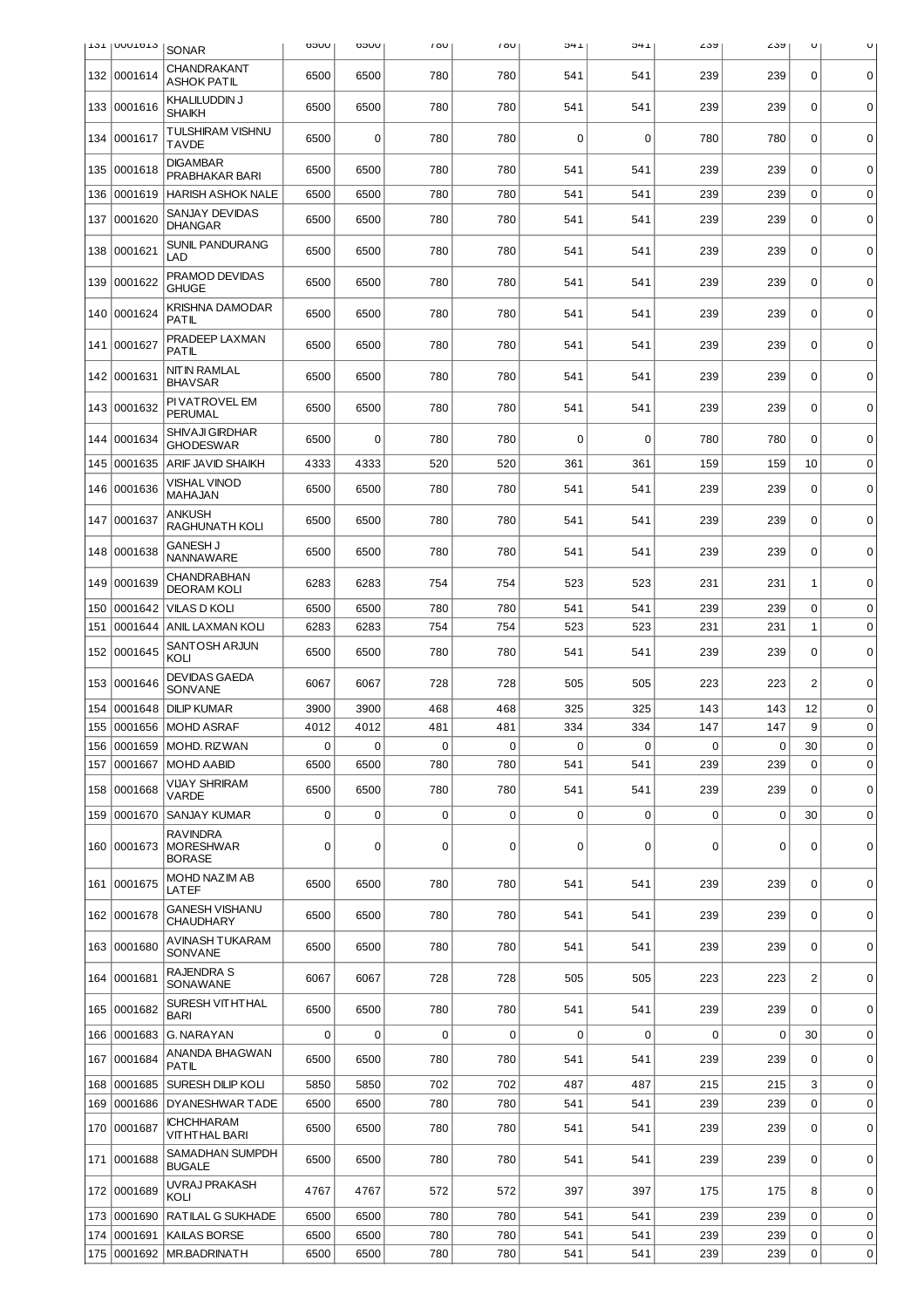| | | | | | | | | | | | |
|---|---|---|---|---|---|---|---|---|---|---|---|
| 131 | 0001613 | SONAR | 6500 | 6500 | 780 | 780 | 541 | 541 | 239 | 239 | 0 | 0 |
| 132 | 0001614 | CHANDRAKANT ASHOK PATIL | 6500 | 6500 | 780 | 780 | 541 | 541 | 239 | 239 | 0 | 0 |
| 133 | 0001616 | KHALILUDDIN J SHAIKH | 6500 | 6500 | 780 | 780 | 541 | 541 | 239 | 239 | 0 | 0 |
| 134 | 0001617 | TULSHIRAM VISHNU TAVDE | 6500 | 0 | 780 | 780 | 0 | 0 | 780 | 780 | 0 | 0 |
| 135 | 0001618 | DIGAMBAR PRABHAKAR BARI | 6500 | 6500 | 780 | 780 | 541 | 541 | 239 | 239 | 0 | 0 |
| 136 | 0001619 | HARISH ASHOK NALE | 6500 | 6500 | 780 | 780 | 541 | 541 | 239 | 239 | 0 | 0 |
| 137 | 0001620 | SANJAY DEVIDAS DHANGAR | 6500 | 6500 | 780 | 780 | 541 | 541 | 239 | 239 | 0 | 0 |
| 138 | 0001621 | SUNIL PANDURANG LAD | 6500 | 6500 | 780 | 780 | 541 | 541 | 239 | 239 | 0 | 0 |
| 139 | 0001622 | PRAMOD DEVIDAS GHUGE | 6500 | 6500 | 780 | 780 | 541 | 541 | 239 | 239 | 0 | 0 |
| 140 | 0001624 | KRISHNA DAMODAR PATIL | 6500 | 6500 | 780 | 780 | 541 | 541 | 239 | 239 | 0 | 0 |
| 141 | 0001627 | PRADEEP LAXMAN PATIL | 6500 | 6500 | 780 | 780 | 541 | 541 | 239 | 239 | 0 | 0 |
| 142 | 0001631 | NITIN RAMLAL BHAVSAR | 6500 | 6500 | 780 | 780 | 541 | 541 | 239 | 239 | 0 | 0 |
| 143 | 0001632 | PIVATROVEL EM PERUMAL | 6500 | 6500 | 780 | 780 | 541 | 541 | 239 | 239 | 0 | 0 |
| 144 | 0001634 | SHIVAJI GIRDHAR GHODESWAR | 6500 | 0 | 780 | 780 | 0 | 0 | 780 | 780 | 0 | 0 |
| 145 | 0001635 | ARIF JAVID SHAIKH | 4333 | 4333 | 520 | 520 | 361 | 361 | 159 | 159 | 10 | 0 |
| 146 | 0001636 | VISHAL VINOD MAHAJAN | 6500 | 6500 | 780 | 780 | 541 | 541 | 239 | 239 | 0 | 0 |
| 147 | 0001637 | ANKUSH RAGHUNATH KOLI | 6500 | 6500 | 780 | 780 | 541 | 541 | 239 | 239 | 0 | 0 |
| 148 | 0001638 | GANESH J NANNAWARE | 6500 | 6500 | 780 | 780 | 541 | 541 | 239 | 239 | 0 | 0 |
| 149 | 0001639 | CHANDRABHAN DEORAM KOLI | 6283 | 6283 | 754 | 754 | 523 | 523 | 231 | 231 | 1 | 0 |
| 150 | 0001642 | VILAS D KOLI | 6500 | 6500 | 780 | 780 | 541 | 541 | 239 | 239 | 0 | 0 |
| 151 | 0001644 | ANIL LAXMAN KOLI | 6283 | 6283 | 754 | 754 | 523 | 523 | 231 | 231 | 1 | 0 |
| 152 | 0001645 | SANTOSH ARJUN KOLI | 6500 | 6500 | 780 | 780 | 541 | 541 | 239 | 239 | 0 | 0 |
| 153 | 0001646 | DEVIDAS GAEDA SONVANE | 6067 | 6067 | 728 | 728 | 505 | 505 | 223 | 223 | 2 | 0 |
| 154 | 0001648 | DILIP KUMAR | 3900 | 3900 | 468 | 468 | 325 | 325 | 143 | 143 | 12 | 0 |
| 155 | 0001656 | MOHD ASRAF | 4012 | 4012 | 481 | 481 | 334 | 334 | 147 | 147 | 9 | 0 |
| 156 | 0001659 | MOHD. RIZWAN | 0 | 0 | 0 | 0 | 0 | 0 | 0 | 0 | 30 | 0 |
| 157 | 0001667 | MOHD AABID | 6500 | 6500 | 780 | 780 | 541 | 541 | 239 | 239 | 0 | 0 |
| 158 | 0001668 | VIJAY SHRIRAM VARDE | 6500 | 6500 | 780 | 780 | 541 | 541 | 239 | 239 | 0 | 0 |
| 159 | 0001670 | SANJAY KUMAR | 0 | 0 | 0 | 0 | 0 | 0 | 0 | 0 | 30 | 0 |
| 160 | 0001673 | RAVINDRA MORESHWAR BORASE | 0 | 0 | 0 | 0 | 0 | 0 | 0 | 0 | 0 | 0 |
| 161 | 0001675 | MOHD NAZIM AB LATEF | 6500 | 6500 | 780 | 780 | 541 | 541 | 239 | 239 | 0 | 0 |
| 162 | 0001678 | GANESH VISHANU CHAUDHARY | 6500 | 6500 | 780 | 780 | 541 | 541 | 239 | 239 | 0 | 0 |
| 163 | 0001680 | AVINASH TUKARAM SONVANE | 6500 | 6500 | 780 | 780 | 541 | 541 | 239 | 239 | 0 | 0 |
| 164 | 0001681 | RAJENDRA S SONAWANE | 6067 | 6067 | 728 | 728 | 505 | 505 | 223 | 223 | 2 | 0 |
| 165 | 0001682 | SURESH VITHTHAL BARI | 6500 | 6500 | 780 | 780 | 541 | 541 | 239 | 239 | 0 | 0 |
| 166 | 0001683 | G. NARAYAN | 0 | 0 | 0 | 0 | 0 | 0 | 0 | 0 | 30 | 0 |
| 167 | 0001684 | ANANDA BHAGWAN PATIL | 6500 | 6500 | 780 | 780 | 541 | 541 | 239 | 239 | 0 | 0 |
| 168 | 0001685 | SURESH DILIP KOLI | 5850 | 5850 | 702 | 702 | 487 | 487 | 215 | 215 | 3 | 0 |
| 169 | 0001686 | DYANESHWAR TADE | 6500 | 6500 | 780 | 780 | 541 | 541 | 239 | 239 | 0 | 0 |
| 170 | 0001687 | ICHCHHARAM VITHTHAL BARI | 6500 | 6500 | 780 | 780 | 541 | 541 | 239 | 239 | 0 | 0 |
| 171 | 0001688 | SAMADHAN SUMPDH BUGALE | 6500 | 6500 | 780 | 780 | 541 | 541 | 239 | 239 | 0 | 0 |
| 172 | 0001689 | UVRAJ PRAKASH KOLI | 4767 | 4767 | 572 | 572 | 397 | 397 | 175 | 175 | 8 | 0 |
| 173 | 0001690 | RATILAL G SUKHADE | 6500 | 6500 | 780 | 780 | 541 | 541 | 239 | 239 | 0 | 0 |
| 174 | 0001691 | KAILAS BORSE | 6500 | 6500 | 780 | 780 | 541 | 541 | 239 | 239 | 0 | 0 |
| 175 | 0001692 | MR.BADRINATH | 6500 | 6500 | 780 | 780 | 541 | 541 | 239 | 239 | 0 | 0 |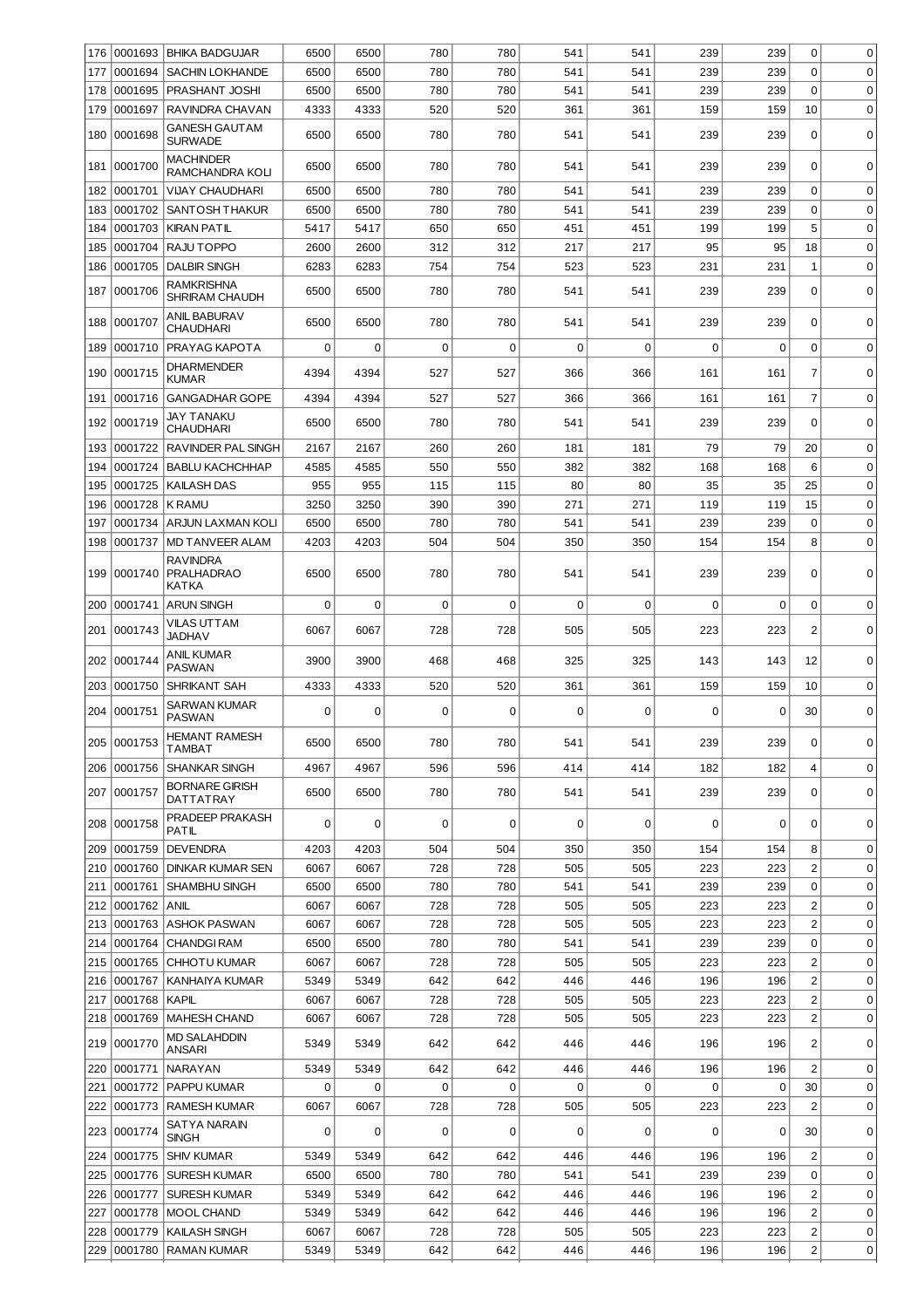| | | | | | | | | | | | | |
|---|---|---|---|---|---|---|---|---|---|---|---|---|
| 176 | 0001693 | BHIKA BADGUJAR | 6500 | 6500 | 780 | 780 | 541 | 541 | 239 | 239 | 0 | 0 |
| 177 | 0001694 | SACHIN LOKHANDE | 6500 | 6500 | 780 | 780 | 541 | 541 | 239 | 239 | 0 | 0 |
| 178 | 0001695 | PRASHANT JOSHI | 6500 | 6500 | 780 | 780 | 541 | 541 | 239 | 239 | 0 | 0 |
| 179 | 0001697 | RAVINDRA CHAVAN | 4333 | 4333 | 520 | 520 | 361 | 361 | 159 | 159 | 10 | 0 |
| 180 | 0001698 | GANESH GAUTAM SURWADE | 6500 | 6500 | 780 | 780 | 541 | 541 | 239 | 239 | 0 | 0 |
| 181 | 0001700 | MACHINDER RAMCHANDRA KOLI | 6500 | 6500 | 780 | 780 | 541 | 541 | 239 | 239 | 0 | 0 |
| 182 | 0001701 | VIJAY CHAUDHARI | 6500 | 6500 | 780 | 780 | 541 | 541 | 239 | 239 | 0 | 0 |
| 183 | 0001702 | SANTOSH THAKUR | 6500 | 6500 | 780 | 780 | 541 | 541 | 239 | 239 | 0 | 0 |
| 184 | 0001703 | KIRAN PATIL | 5417 | 5417 | 650 | 650 | 451 | 451 | 199 | 199 | 5 | 0 |
| 185 | 0001704 | RAJU TOPPO | 2600 | 2600 | 312 | 312 | 217 | 217 | 95 | 95 | 18 | 0 |
| 186 | 0001705 | DALBIR SINGH | 6283 | 6283 | 754 | 754 | 523 | 523 | 231 | 231 | 1 | 0 |
| 187 | 0001706 | RAMKRISHNA SHRIRAM CHAUDH | 6500 | 6500 | 780 | 780 | 541 | 541 | 239 | 239 | 0 | 0 |
| 188 | 0001707 | ANIL BABURAV CHAUDHARI | 6500 | 6500 | 780 | 780 | 541 | 541 | 239 | 239 | 0 | 0 |
| 189 | 0001710 | PRAYAG KAPOTA | 0 | 0 | 0 | 0 | 0 | 0 | 0 | 0 | 0 | 0 |
| 190 | 0001715 | DHARMENDER KUMAR | 4394 | 4394 | 527 | 527 | 366 | 366 | 161 | 161 | 7 | 0 |
| 191 | 0001716 | GANGADHAR GOPE | 4394 | 4394 | 527 | 527 | 366 | 366 | 161 | 161 | 7 | 0 |
| 192 | 0001719 | JAY TANAKU CHAUDHARI | 6500 | 6500 | 780 | 780 | 541 | 541 | 239 | 239 | 0 | 0 |
| 193 | 0001722 | RAVINDER PAL SINGH | 2167 | 2167 | 260 | 260 | 181 | 181 | 79 | 79 | 20 | 0 |
| 194 | 0001724 | BABLU KACHCHHAP | 4585 | 4585 | 550 | 550 | 382 | 382 | 168 | 168 | 6 | 0 |
| 195 | 0001725 | KAILASH DAS | 955 | 955 | 115 | 115 | 80 | 80 | 35 | 35 | 25 | 0 |
| 196 | 0001728 | K RAMU | 3250 | 3250 | 390 | 390 | 271 | 271 | 119 | 119 | 15 | 0 |
| 197 | 0001734 | ARJUN LAXMAN KOLI | 6500 | 6500 | 780 | 780 | 541 | 541 | 239 | 239 | 0 | 0 |
| 198 | 0001737 | MD TANVEER ALAM | 4203 | 4203 | 504 | 504 | 350 | 350 | 154 | 154 | 8 | 0 |
| 199 | 0001740 | RAVINDRA PRALHADRAO KATKA | 6500 | 6500 | 780 | 780 | 541 | 541 | 239 | 239 | 0 | 0 |
| 200 | 0001741 | ARUN SINGH | 0 | 0 | 0 | 0 | 0 | 0 | 0 | 0 | 0 | 0 |
| 201 | 0001743 | VILAS UTTAM JADHAV | 6067 | 6067 | 728 | 728 | 505 | 505 | 223 | 223 | 2 | 0 |
| 202 | 0001744 | ANIL KUMAR PASWAN | 3900 | 3900 | 468 | 468 | 325 | 325 | 143 | 143 | 12 | 0 |
| 203 | 0001750 | SHRIKANT SAH | 4333 | 4333 | 520 | 520 | 361 | 361 | 159 | 159 | 10 | 0 |
| 204 | 0001751 | SARWAN KUMAR PASWAN | 0 | 0 | 0 | 0 | 0 | 0 | 0 | 0 | 30 | 0 |
| 205 | 0001753 | HEMANT RAMESH TAMBAT | 6500 | 6500 | 780 | 780 | 541 | 541 | 239 | 239 | 0 | 0 |
| 206 | 0001756 | SHANKAR SINGH | 4967 | 4967 | 596 | 596 | 414 | 414 | 182 | 182 | 4 | 0 |
| 207 | 0001757 | BORNARE GIRISH DATTATRAY | 6500 | 6500 | 780 | 780 | 541 | 541 | 239 | 239 | 0 | 0 |
| 208 | 0001758 | PRADEEP PRAKASH PATIL | 0 | 0 | 0 | 0 | 0 | 0 | 0 | 0 | 0 | 0 |
| 209 | 0001759 | DEVENDRA | 4203 | 4203 | 504 | 504 | 350 | 350 | 154 | 154 | 8 | 0 |
| 210 | 0001760 | DINKAR KUMAR SEN | 6067 | 6067 | 728 | 728 | 505 | 505 | 223 | 223 | 2 | 0 |
| 211 | 0001761 | SHAMBHU SINGH | 6500 | 6500 | 780 | 780 | 541 | 541 | 239 | 239 | 0 | 0 |
| 212 | 0001762 | ANIL | 6067 | 6067 | 728 | 728 | 505 | 505 | 223 | 223 | 2 | 0 |
| 213 | 0001763 | ASHOK PASWAN | 6067 | 6067 | 728 | 728 | 505 | 505 | 223 | 223 | 2 | 0 |
| 214 | 0001764 | CHANDGI RAM | 6500 | 6500 | 780 | 780 | 541 | 541 | 239 | 239 | 0 | 0 |
| 215 | 0001765 | CHHOTU KUMAR | 6067 | 6067 | 728 | 728 | 505 | 505 | 223 | 223 | 2 | 0 |
| 216 | 0001767 | KANHAIYA KUMAR | 5349 | 5349 | 642 | 642 | 446 | 446 | 196 | 196 | 2 | 0 |
| 217 | 0001768 | KAPIL | 6067 | 6067 | 728 | 728 | 505 | 505 | 223 | 223 | 2 | 0 |
| 218 | 0001769 | MAHESH CHAND | 6067 | 6067 | 728 | 728 | 505 | 505 | 223 | 223 | 2 | 0 |
| 219 | 0001770 | MD SALAHDDIN ANSARI | 5349 | 5349 | 642 | 642 | 446 | 446 | 196 | 196 | 2 | 0 |
| 220 | 0001771 | NARAYAN | 5349 | 5349 | 642 | 642 | 446 | 446 | 196 | 196 | 2 | 0 |
| 221 | 0001772 | PAPPU KUMAR | 0 | 0 | 0 | 0 | 0 | 0 | 0 | 0 | 30 | 0 |
| 222 | 0001773 | RAMESH KUMAR | 6067 | 6067 | 728 | 728 | 505 | 505 | 223 | 223 | 2 | 0 |
| 223 | 0001774 | SATYA NARAIN SINGH | 0 | 0 | 0 | 0 | 0 | 0 | 0 | 0 | 30 | 0 |
| 224 | 0001775 | SHIV KUMAR | 5349 | 5349 | 642 | 642 | 446 | 446 | 196 | 196 | 2 | 0 |
| 225 | 0001776 | SURESH KUMAR | 6500 | 6500 | 780 | 780 | 541 | 541 | 239 | 239 | 0 | 0 |
| 226 | 0001777 | SURESH KUMAR | 5349 | 5349 | 642 | 642 | 446 | 446 | 196 | 196 | 2 | 0 |
| 227 | 0001778 | MOOL CHAND | 5349 | 5349 | 642 | 642 | 446 | 446 | 196 | 196 | 2 | 0 |
| 228 | 0001779 | KAILASH SINGH | 6067 | 6067 | 728 | 728 | 505 | 505 | 223 | 223 | 2 | 0 |
| 229 | 0001780 | RAMAN KUMAR | 5349 | 5349 | 642 | 642 | 446 | 446 | 196 | 196 | 2 | 0 |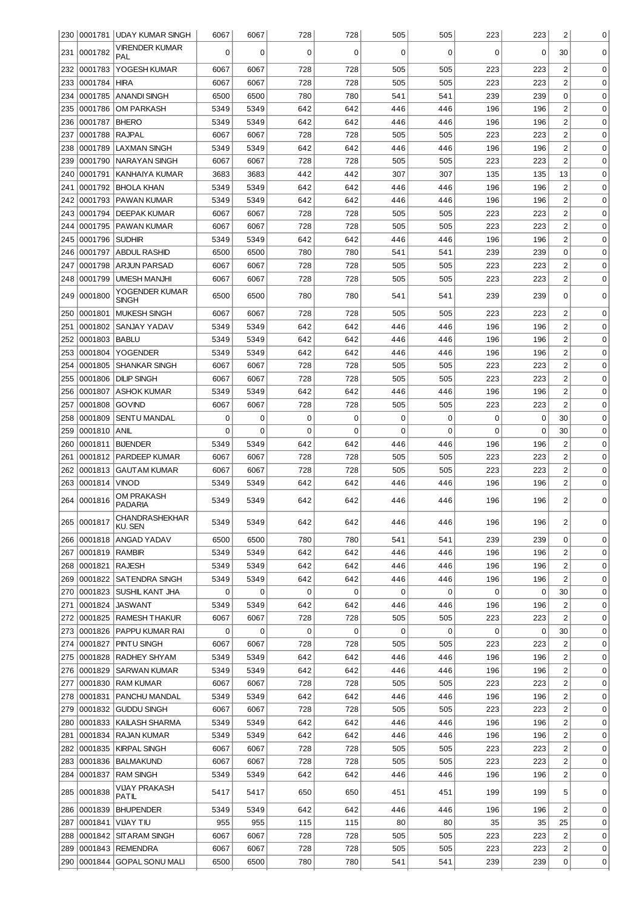| 230 | 0001781 | UDAY KUMAR SINGH | 6067 | 6067 | 728 | 728 | 505 | 505 | 223 | 223 | 2 | 0 |
|---|---|---|---|---|---|---|---|---|---|---|---|---|
| 231 | 0001782 | VIRENDER KUMAR PAL | 0 | 0 | 0 | 0 | 0 | 0 | 0 | 0 | 30 | 0 |
| 232 | 0001783 | YOGESH KUMAR | 6067 | 6067 | 728 | 728 | 505 | 505 | 223 | 223 | 2 | 0 |
| 233 | 0001784 | HIRA | 6067 | 6067 | 728 | 728 | 505 | 505 | 223 | 223 | 2 | 0 |
| 234 | 0001785 | ANANDI SINGH | 6500 | 6500 | 780 | 780 | 541 | 541 | 239 | 239 | 0 | 0 |
| 235 | 0001786 | OM PARKASH | 5349 | 5349 | 642 | 642 | 446 | 446 | 196 | 196 | 2 | 0 |
| 236 | 0001787 | BHERO | 5349 | 5349 | 642 | 642 | 446 | 446 | 196 | 196 | 2 | 0 |
| 237 | 0001788 | RAJPAL | 6067 | 6067 | 728 | 728 | 505 | 505 | 223 | 223 | 2 | 0 |
| 238 | 0001789 | LAXMAN SINGH | 5349 | 5349 | 642 | 642 | 446 | 446 | 196 | 196 | 2 | 0 |
| 239 | 0001790 | NARAYAN SINGH | 6067 | 6067 | 728 | 728 | 505 | 505 | 223 | 223 | 2 | 0 |
| 240 | 0001791 | KANHAIYA KUMAR | 3683 | 3683 | 442 | 442 | 307 | 307 | 135 | 135 | 13 | 0 |
| 241 | 0001792 | BHOLA KHAN | 5349 | 5349 | 642 | 642 | 446 | 446 | 196 | 196 | 2 | 0 |
| 242 | 0001793 | PAWAN KUMAR | 5349 | 5349 | 642 | 642 | 446 | 446 | 196 | 196 | 2 | 0 |
| 243 | 0001794 | DEEPAK KUMAR | 6067 | 6067 | 728 | 728 | 505 | 505 | 223 | 223 | 2 | 0 |
| 244 | 0001795 | PAWAN KUMAR | 6067 | 6067 | 728 | 728 | 505 | 505 | 223 | 223 | 2 | 0 |
| 245 | 0001796 | SUDHIR | 5349 | 5349 | 642 | 642 | 446 | 446 | 196 | 196 | 2 | 0 |
| 246 | 0001797 | ABDUL RASHID | 6500 | 6500 | 780 | 780 | 541 | 541 | 239 | 239 | 0 | 0 |
| 247 | 0001798 | ARJUN PARSAD | 6067 | 6067 | 728 | 728 | 505 | 505 | 223 | 223 | 2 | 0 |
| 248 | 0001799 | UMESH MANJHI | 6067 | 6067 | 728 | 728 | 505 | 505 | 223 | 223 | 2 | 0 |
| 249 | 0001800 | YOGENDER KUMAR SINGH | 6500 | 6500 | 780 | 780 | 541 | 541 | 239 | 239 | 0 | 0 |
| 250 | 0001801 | MUKESH SINGH | 6067 | 6067 | 728 | 728 | 505 | 505 | 223 | 223 | 2 | 0 |
| 251 | 0001802 | SANJAY YADAV | 5349 | 5349 | 642 | 642 | 446 | 446 | 196 | 196 | 2 | 0 |
| 252 | 0001803 | BABLU | 5349 | 5349 | 642 | 642 | 446 | 446 | 196 | 196 | 2 | 0 |
| 253 | 0001804 | YOGENDER | 5349 | 5349 | 642 | 642 | 446 | 446 | 196 | 196 | 2 | 0 |
| 254 | 0001805 | SHANKAR SINGH | 6067 | 6067 | 728 | 728 | 505 | 505 | 223 | 223 | 2 | 0 |
| 255 | 0001806 | DILIP SINGH | 6067 | 6067 | 728 | 728 | 505 | 505 | 223 | 223 | 2 | 0 |
| 256 | 0001807 | ASHOK KUMAR | 5349 | 5349 | 642 | 642 | 446 | 446 | 196 | 196 | 2 | 0 |
| 257 | 0001808 | GOVIND | 6067 | 6067 | 728 | 728 | 505 | 505 | 223 | 223 | 2 | 0 |
| 258 | 0001809 | SENTU MANDAL | 0 | 0 | 0 | 0 | 0 | 0 | 0 | 0 | 30 | 0 |
| 259 | 0001810 | ANIL | 0 | 0 | 0 | 0 | 0 | 0 | 0 | 0 | 30 | 0 |
| 260 | 0001811 | BIJENDER | 5349 | 5349 | 642 | 642 | 446 | 446 | 196 | 196 | 2 | 0 |
| 261 | 0001812 | PARDEEP KUMAR | 6067 | 6067 | 728 | 728 | 505 | 505 | 223 | 223 | 2 | 0 |
| 262 | 0001813 | GAUTAM KUMAR | 6067 | 6067 | 728 | 728 | 505 | 505 | 223 | 223 | 2 | 0 |
| 263 | 0001814 | VINOD | 5349 | 5349 | 642 | 642 | 446 | 446 | 196 | 196 | 2 | 0 |
| 264 | 0001816 | OM PRAKASH PADARIA | 5349 | 5349 | 642 | 642 | 446 | 446 | 196 | 196 | 2 | 0 |
| 265 | 0001817 | CHANDRASHEKHAR KU. SEN | 5349 | 5349 | 642 | 642 | 446 | 446 | 196 | 196 | 2 | 0 |
| 266 | 0001818 | ANGAD YADAV | 6500 | 6500 | 780 | 780 | 541 | 541 | 239 | 239 | 0 | 0 |
| 267 | 0001819 | RAMBIR | 5349 | 5349 | 642 | 642 | 446 | 446 | 196 | 196 | 2 | 0 |
| 268 | 0001821 | RAJESH | 5349 | 5349 | 642 | 642 | 446 | 446 | 196 | 196 | 2 | 0 |
| 269 | 0001822 | SATENDRA SINGH | 5349 | 5349 | 642 | 642 | 446 | 446 | 196 | 196 | 2 | 0 |
| 270 | 0001823 | SUSHIL KANT JHA | 0 | 0 | 0 | 0 | 0 | 0 | 0 | 0 | 30 | 0 |
| 271 | 0001824 | JASWANT | 5349 | 5349 | 642 | 642 | 446 | 446 | 196 | 196 | 2 | 0 |
| 272 | 0001825 | RAMESH THAKUR | 6067 | 6067 | 728 | 728 | 505 | 505 | 223 | 223 | 2 | 0 |
| 273 | 0001826 | PAPPU KUMAR RAI | 0 | 0 | 0 | 0 | 0 | 0 | 0 | 0 | 30 | 0 |
| 274 | 0001827 | PINTU SINGH | 6067 | 6067 | 728 | 728 | 505 | 505 | 223 | 223 | 2 | 0 |
| 275 | 0001828 | RADHEY SHYAM | 5349 | 5349 | 642 | 642 | 446 | 446 | 196 | 196 | 2 | 0 |
| 276 | 0001829 | SARWAN KUMAR | 5349 | 5349 | 642 | 642 | 446 | 446 | 196 | 196 | 2 | 0 |
| 277 | 0001830 | RAM KUMAR | 6067 | 6067 | 728 | 728 | 505 | 505 | 223 | 223 | 2 | 0 |
| 278 | 0001831 | PANCHU MANDAL | 5349 | 5349 | 642 | 642 | 446 | 446 | 196 | 196 | 2 | 0 |
| 279 | 0001832 | GUDDU SINGH | 6067 | 6067 | 728 | 728 | 505 | 505 | 223 | 223 | 2 | 0 |
| 280 | 0001833 | KAILASH SHARMA | 5349 | 5349 | 642 | 642 | 446 | 446 | 196 | 196 | 2 | 0 |
| 281 | 0001834 | RAJAN KUMAR | 5349 | 5349 | 642 | 642 | 446 | 446 | 196 | 196 | 2 | 0 |
| 282 | 0001835 | KIRPAL SINGH | 6067 | 6067 | 728 | 728 | 505 | 505 | 223 | 223 | 2 | 0 |
| 283 | 0001836 | BALMAKUND | 6067 | 6067 | 728 | 728 | 505 | 505 | 223 | 223 | 2 | 0 |
| 284 | 0001837 | RAM SINGH | 5349 | 5349 | 642 | 642 | 446 | 446 | 196 | 196 | 2 | 0 |
| 285 | 0001838 | VIJAY PRAKASH PATIL | 5417 | 5417 | 650 | 650 | 451 | 451 | 199 | 199 | 5 | 0 |
| 286 | 0001839 | BHUPENDER | 5349 | 5349 | 642 | 642 | 446 | 446 | 196 | 196 | 2 | 0 |
| 287 | 0001841 | VIJAY TIU | 955 | 955 | 115 | 115 | 80 | 80 | 35 | 35 | 25 | 0 |
| 288 | 0001842 | SITARAM SINGH | 6067 | 6067 | 728 | 728 | 505 | 505 | 223 | 223 | 2 | 0 |
| 289 | 0001843 | REMENDRA | 6067 | 6067 | 728 | 728 | 505 | 505 | 223 | 223 | 2 | 0 |
| 290 | 0001844 | GOPAL SONU MALI | 6500 | 6500 | 780 | 780 | 541 | 541 | 239 | 239 | 0 | 0 |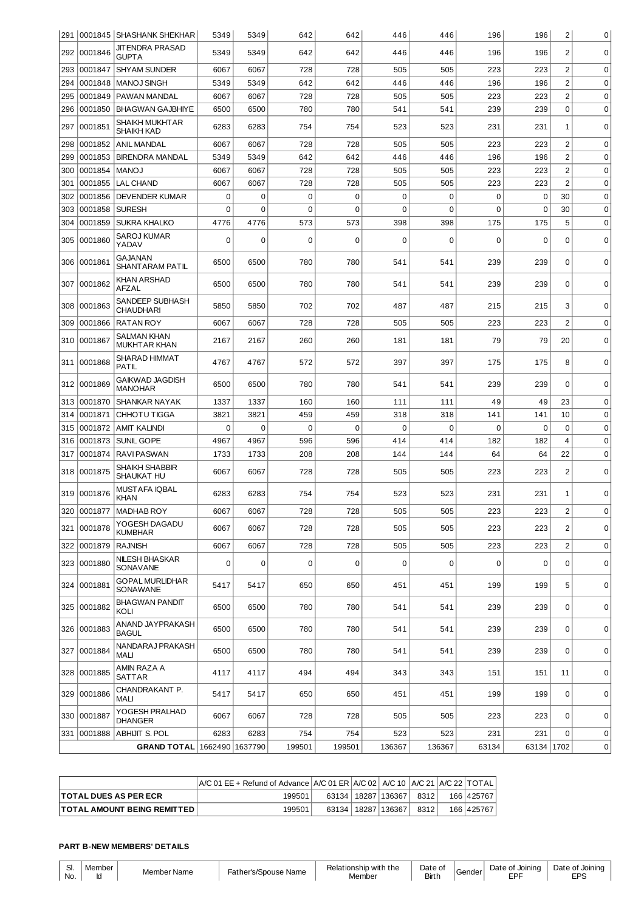| 291 | 0001845 | SHASHANK SHEKHAR | 5349 | 5349 | 642 | 642 | 446 | 446 | 196 | 196 | 2 | 0 |
|---|---|---|---|---|---|---|---|---|---|---|---|---|
| 292 | 0001846 | JITENDRA PRASAD GUPTA | 5349 | 5349 | 642 | 642 | 446 | 446 | 196 | 196 | 2 | 0 |
| 293 | 0001847 | SHYAM SUNDER | 6067 | 6067 | 728 | 728 | 505 | 505 | 223 | 223 | 2 | 0 |
| 294 | 0001848 | MANOJ SINGH | 5349 | 5349 | 642 | 642 | 446 | 446 | 196 | 196 | 2 | 0 |
| 295 | 0001849 | PAWAN MANDAL | 6067 | 6067 | 728 | 728 | 505 | 505 | 223 | 223 | 2 | 0 |
| 296 | 0001850 | BHAGWAN GAJBHIYE | 6500 | 6500 | 780 | 780 | 541 | 541 | 239 | 239 | 0 | 0 |
| 297 | 0001851 | SHAIKH MUKHTAR SHAIKH KAD | 6283 | 6283 | 754 | 754 | 523 | 523 | 231 | 231 | 1 | 0 |
| 298 | 0001852 | ANIL MANDAL | 6067 | 6067 | 728 | 728 | 505 | 505 | 223 | 223 | 2 | 0 |
| 299 | 0001853 | BIRENDRA MANDAL | 5349 | 5349 | 642 | 642 | 446 | 446 | 196 | 196 | 2 | 0 |
| 300 | 0001854 | MANOJ | 6067 | 6067 | 728 | 728 | 505 | 505 | 223 | 223 | 2 | 0 |
| 301 | 0001855 | LAL CHAND | 6067 | 6067 | 728 | 728 | 505 | 505 | 223 | 223 | 2 | 0 |
| 302 | 0001856 | DEVENDER KUMAR | 0 | 0 | 0 | 0 | 0 | 0 | 0 | 0 | 30 | 0 |
| 303 | 0001858 | SURESH | 0 | 0 | 0 | 0 | 0 | 0 | 0 | 0 | 30 | 0 |
| 304 | 0001859 | SUKRA KHALKO | 4776 | 4776 | 573 | 573 | 398 | 398 | 175 | 175 | 5 | 0 |
| 305 | 0001860 | SAROJ KUMAR YADAV | 0 | 0 | 0 | 0 | 0 | 0 | 0 | 0 | 0 | 0 |
| 306 | 0001861 | GAJANAN SHANTARAM PATIL | 6500 | 6500 | 780 | 780 | 541 | 541 | 239 | 239 | 0 | 0 |
| 307 | 0001862 | KHAN ARSHAD AFZAL | 6500 | 6500 | 780 | 780 | 541 | 541 | 239 | 239 | 0 | 0 |
| 308 | 0001863 | SANDEEP SUBHASH CHAUDHARI | 5850 | 5850 | 702 | 702 | 487 | 487 | 215 | 215 | 3 | 0 |
| 309 | 0001866 | RATAN ROY | 6067 | 6067 | 728 | 728 | 505 | 505 | 223 | 223 | 2 | 0 |
| 310 | 0001867 | SALMAN KHAN MUKHTAR KHAN | 2167 | 2167 | 260 | 260 | 181 | 181 | 79 | 79 | 20 | 0 |
| 311 | 0001868 | SHARAD HIMMAT PATIL | 4767 | 4767 | 572 | 572 | 397 | 397 | 175 | 175 | 8 | 0 |
| 312 | 0001869 | GAIKWAD JAGDISH MANOHAR | 6500 | 6500 | 780 | 780 | 541 | 541 | 239 | 239 | 0 | 0 |
| 313 | 0001870 | SHANKAR NAYAK | 1337 | 1337 | 160 | 160 | 111 | 111 | 49 | 49 | 23 | 0 |
| 314 | 0001871 | CHHOTU TIGGA | 3821 | 3821 | 459 | 459 | 318 | 318 | 141 | 141 | 10 | 0 |
| 315 | 0001872 | AMIT KALINDI | 0 | 0 | 0 | 0 | 0 | 0 | 0 | 0 | 0 | 0 |
| 316 | 0001873 | SUNIL GOPE | 4967 | 4967 | 596 | 596 | 414 | 414 | 182 | 182 | 4 | 0 |
| 317 | 0001874 | RAVI PASWAN | 1733 | 1733 | 208 | 208 | 144 | 144 | 64 | 64 | 22 | 0 |
| 318 | 0001875 | SHAIKH SHABBIR SHAUKAT HU | 6067 | 6067 | 728 | 728 | 505 | 505 | 223 | 223 | 2 | 0 |
| 319 | 0001876 | MUSTAFA IQBAL KHAN | 6283 | 6283 | 754 | 754 | 523 | 523 | 231 | 231 | 1 | 0 |
| 320 | 0001877 | MADHAB ROY | 6067 | 6067 | 728 | 728 | 505 | 505 | 223 | 223 | 2 | 0 |
| 321 | 0001878 | YOGESH DAGADU KUMBHAR | 6067 | 6067 | 728 | 728 | 505 | 505 | 223 | 223 | 2 | 0 |
| 322 | 0001879 | RAJNISH | 6067 | 6067 | 728 | 728 | 505 | 505 | 223 | 223 | 2 | 0 |
| 323 | 0001880 | NILESH BHASKAR SONAVANE | 0 | 0 | 0 | 0 | 0 | 0 | 0 | 0 | 0 | 0 |
| 324 | 0001881 | GOPAL MURLIDHAR SONAWANE | 5417 | 5417 | 650 | 650 | 451 | 451 | 199 | 199 | 5 | 0 |
| 325 | 0001882 | BHAGWAN PANDIT KOLI | 6500 | 6500 | 780 | 780 | 541 | 541 | 239 | 239 | 0 | 0 |
| 326 | 0001883 | ANAND JAYPRAKASH BAGUL | 6500 | 6500 | 780 | 780 | 541 | 541 | 239 | 239 | 0 | 0 |
| 327 | 0001884 | NANDARAJ PRAKASH MALI | 6500 | 6500 | 780 | 780 | 541 | 541 | 239 | 239 | 0 | 0 |
| 328 | 0001885 | AMIN RAZA A SATTAR | 4117 | 4117 | 494 | 494 | 343 | 343 | 151 | 151 | 11 | 0 |
| 329 | 0001886 | CHANDRAKANT P. MALI | 5417 | 5417 | 650 | 650 | 451 | 451 | 199 | 199 | 0 | 0 |
| 330 | 0001887 | YOGESH PRALHAD DHANGER | 6067 | 6067 | 728 | 728 | 505 | 505 | 223 | 223 | 0 | 0 |
| 331 | 0001888 | ABHIJIT S. POL | 6283 | 6283 | 754 | 754 | 523 | 523 | 231 | 231 | 0 | 0 |
| | | **GRAND TOTAL** | 1662490 | 1637790 | 199501 | 199501 | 136367 | 136367 | 63134 | 63134 | 1702 | 0 |

| | A/C 01 EE + Refund of Advance | A/C 01 ER | A/C 02 | A/C 10 | A/C 21 | A/C 22 | TOTAL |
|---|---|---|---|---|---|---|---|
| **TOTAL DUES AS PER ECR** | 199501 | 63134 | 18287 | 136367 | 8312 | 166 | 425767 |
| **TOTAL AMOUNT BEING REMITTED** | 199501 | 63134 | 18287 | 136367 | 8312 | 166 | 425767 |

**PART B-NEW MEMBERS' DETAILS**

| Sl. No. | Member Id | Member Name | Father's/Spouse Name | Relationship with the Member | Date of Birth | Gender | Date of Joining EPF | Date of Joining EPS |
|---|---|---|---|---|---|---|---|---|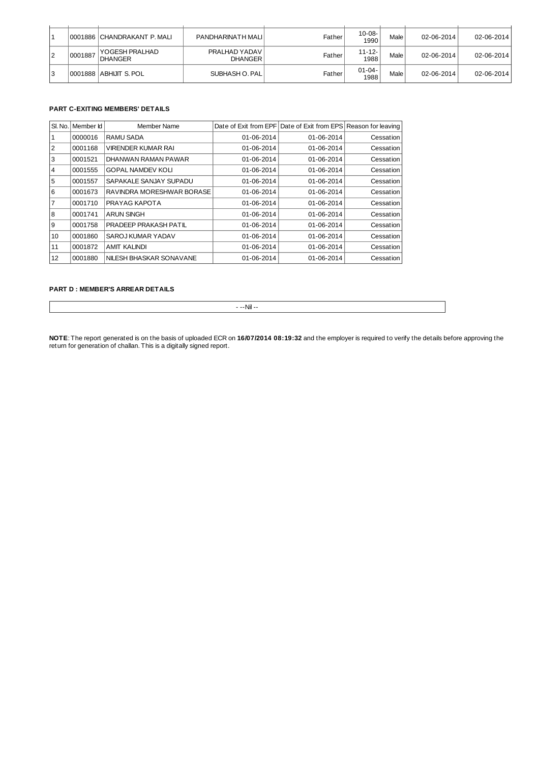| | | | | | | | | |
|---|---|---|---|---|---|---|---|---|
| 1 | 0001886 | CHANDRAKANT P. MALI | PANDHARINATH MALI | Father | 10-08-1990 | Male | 02-06-2014 | 02-06-2014 |
| 2 | 0001887 | YOGESH PRALHAD DHANGER | PRALHAD YADAV DHANGER | Father | 11-12-1988 | Male | 02-06-2014 | 02-06-2014 |
| 3 | 0001888 | ABHIJIT S. POL | SUBHASH O. PAL | Father | 01-04-1988 | Male | 02-06-2014 | 02-06-2014 |

**PART C-EXITING MEMBERS' DETAILS**

| Sl. No. | Member Id | Member Name | Date of Exit from EPF | Date of Exit from EPS | Reason for leaving |
|---|---|---|---|---|---|
| 1 | 0000016 | RAMU SADA | 01-06-2014 | 01-06-2014 | Cessation |
| 2 | 0001168 | VIRENDER KUMAR RAI | 01-06-2014 | 01-06-2014 | Cessation |
| 3 | 0001521 | DHANWAN RAMAN PAWAR | 01-06-2014 | 01-06-2014 | Cessation |
| 4 | 0001555 | GOPAL NAMDEV KOLI | 01-06-2014 | 01-06-2014 | Cessation |
| 5 | 0001557 | SAPAKALE SANJAY SUPADU | 01-06-2014 | 01-06-2014 | Cessation |
| 6 | 0001673 | RAVINDRA MORESHWAR BORASE | 01-06-2014 | 01-06-2014 | Cessation |
| 7 | 0001710 | PRAYAG KAPOTA | 01-06-2014 | 01-06-2014 | Cessation |
| 8 | 0001741 | ARUN SINGH | 01-06-2014 | 01-06-2014 | Cessation |
| 9 | 0001758 | PRADEEP PRAKASH PATIL | 01-06-2014 | 01-06-2014 | Cessation |
| 10 | 0001860 | SAROJ KUMAR YADAV | 01-06-2014 | 01-06-2014 | Cessation |
| 11 | 0001872 | AMIT KALINDI | 01-06-2014 | 01-06-2014 | Cessation |
| 12 | 0001880 | NILESH BHASKAR SONAVANE | 01-06-2014 | 01-06-2014 | Cessation |

**PART D : MEMBER'S ARREAR DETAILS**

| |
|---|
| - --Nil -- |

**NOTE**: The report generated is on the basis of uploaded ECR on **16/07/2014 08:19:32** and the employer is required to verify the details before approving the return for generation of challan. This is a digitally signed report.